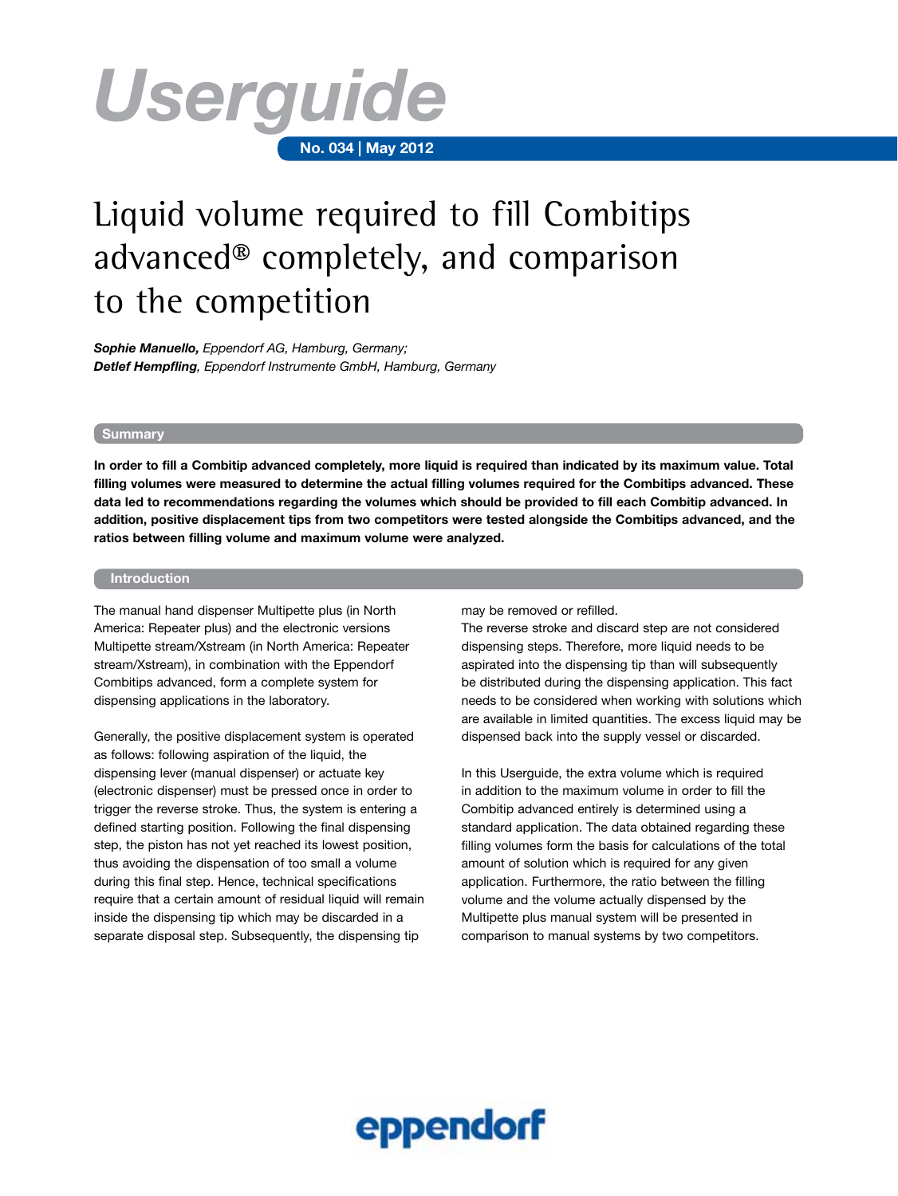Userguide

No. 034 | May 2012

# Liquid volume required to fill Combitips advanced® completely, and comparison to the competition

***Sophie Manuello,*** *Eppendorf AG, Hamburg, Germany;*
***Detlef Hempfling****, Eppendorf Instrumente GmbH, Hamburg, Germany*

## Summary

**In order to fill a Combitip advanced completely, more liquid is required than indicated by its maximum value. Total filling volumes were measured to determine the actual filling volumes required for the Combitips advanced. These data led to recommendations regarding the volumes which should be provided to fill each Combitip advanced. In addition, positive displacement tips from two competitors were tested alongside the Combitips advanced, and the ratios between filling volume and maximum volume were analyzed.**

## Introduction

The manual hand dispenser Multipette plus (in North America: Repeater plus) and the electronic versions Multipette stream/Xstream (in North America: Repeater stream/Xstream), in combination with the Eppendorf Combitips advanced, form a complete system for dispensing applications in the laboratory.

Generally, the positive displacement system is operated as follows: following aspiration of the liquid, the dispensing lever (manual dispenser) or actuate key (electronic dispenser) must be pressed once in order to trigger the reverse stroke. Thus, the system is entering a defined starting position. Following the final dispensing step, the piston has not yet reached its lowest position, thus avoiding the dispensation of too small a volume during this final step. Hence, technical specifications require that a certain amount of residual liquid will remain inside the dispensing tip which may be discarded in a separate disposal step. Subsequently, the dispensing tip may be removed or refilled.
The reverse stroke and discard step are not considered dispensing steps. Therefore, more liquid needs to be aspirated into the dispensing tip than will subsequently be distributed during the dispensing application. This fact needs to be considered when working with solutions which are available in limited quantities. The excess liquid may be dispensed back into the supply vessel or discarded.

In this Userguide, the extra volume which is required in addition to the maximum volume in order to fill the Combitip advanced entirely is determined using a standard application. The data obtained regarding these filling volumes form the basis for calculations of the total amount of solution which is required for any given application. Furthermore, the ratio between the filling volume and the volume actually dispensed by the Multipette plus manual system will be presented in comparison to manual systems by two competitors.

eppendorf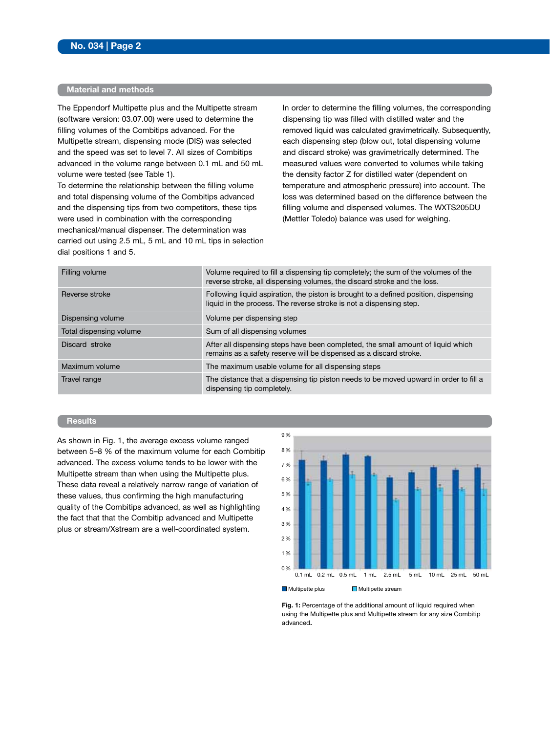## Material and methods

The Eppendorf Multipette plus and the Multipette stream (software version: 03.07.00) were used to determine the filling volumes of the Combitips advanced. For the Multipette stream, dispensing mode (DIS) was selected and the speed was set to level 7. All sizes of Combitips advanced in the volume range between 0.1 mL and 50 mL volume were tested (see Table 1).
To determine the relationship between the filling volume and total dispensing volume of the Combitips advanced and the dispensing tips from two competitors, these tips were used in combination with the corresponding mechanical/manual dispenser. The determination was carried out using 2.5 mL, 5 mL and 10 mL tips in selection dial positions 1 and 5.

In order to determine the filling volumes, the corresponding dispensing tip was filled with distilled water and the removed liquid was calculated gravimetrically. Subsequently, each dispensing step (blow out, total dispensing volume and discard stroke) was gravimetrically determined. The measured values were converted to volumes while taking the density factor Z for distilled water (dependent on temperature and atmospheric pressure) into account. The loss was determined based on the difference between the filling volume and dispensed volumes. The WXTS205DU (Mettler Toledo) balance was used for weighing.

| | |
|---|---|
| Filling volume | Volume required to fill a dispensing tip completely; the sum of the volumes of the reverse stroke, all dispensing volumes, the discard stroke and the loss. |
| Reverse stroke | Following liquid aspiration, the piston is brought to a defined position, dispensing liquid in the process. The reverse stroke is not a dispensing step. |
| Dispensing volume | Volume per dispensing step |
| Total dispensing volume | Sum of all dispensing volumes |
| Discard stroke | After all dispensing steps have been completed, the small amount of liquid which remains as a safety reserve will be dispensed as a discard stroke. |
| Maximum volume | The maximum usable volume for all dispensing steps |
| Travel range | The distance that a dispensing tip piston needs to be moved upward in order to fill a dispensing tip completely. |

## Results

As shown in Fig. 1, the average excess volume ranged between 5–8 % of the maximum volume for each Combitip advanced. The excess volume tends to be lower with the Multipette stream than when using the Multipette plus. These data reveal a relatively narrow range of variation of these values, thus confirming the high manufacturing quality of the Combitips advanced, as well as highlighting the fact that that the Combitip advanced and Multipette plus or stream/Xstream are a well-coordinated system.

**Fig. 1:** Percentage of the additional amount of liquid required when using the Multipette plus and Multipette stream for any size Combitip advanced.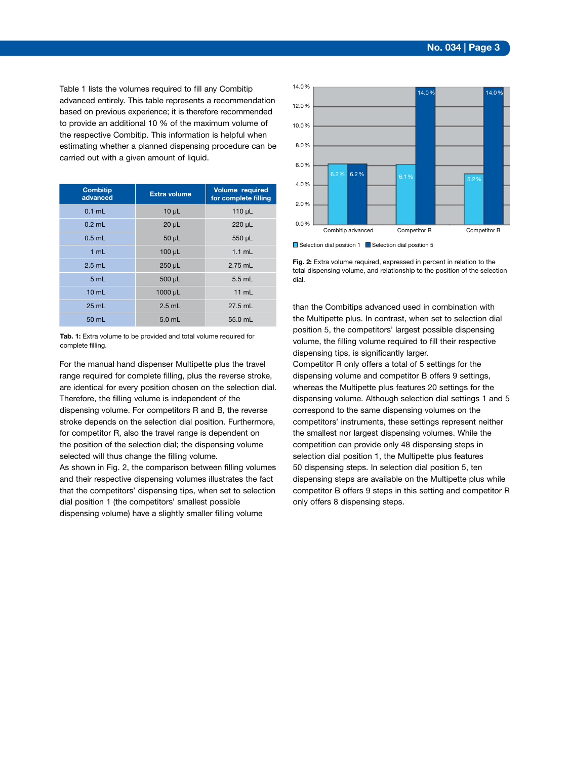Table 1 lists the volumes required to fill any Combitip advanced entirely. This table represents a recommendation based on previous experience; it is therefore recommended to provide an additional 10 % of the maximum volume of the respective Combitip. This information is helpful when estimating whether a planned dispensing procedure can be carried out with a given amount of liquid.

| Combitip advanced | Extra volume | Volume required for complete filling |
|---|---|---|
| 0.1 mL | 10 µL | 110 µL |
| 0.2 mL | 20 µL | 220 µL |
| 0.5 mL | 50 µL | 550 µL |
| 1 mL | 100 µL | 1.1 mL |
| 2.5 mL | 250 µL | 2.75 mL |
| 5 mL | 500 µL | 5.5 mL |
| 10 mL | 1000 µL | 11 mL |
| 25 mL | 2.5 mL | 27.5 mL |
| 50 mL | 5.0 mL | 55.0 mL |

**Tab. 1:** Extra volume to be provided and total volume required for complete filling.

For the manual hand dispenser Multipette plus the travel range required for complete filling, plus the reverse stroke, are identical for every position chosen on the selection dial. Therefore, the filling volume is independent of the dispensing volume. For competitors R and B, the reverse stroke depends on the selection dial position. Furthermore, for competitor R, also the travel range is dependent on the position of the selection dial; the dispensing volume selected will thus change the filling volume.
As shown in Fig. 2, the comparison between filling volumes and their respective dispensing volumes illustrates the fact that the competitors' dispensing tips, when set to selection dial position 1 (the competitors' smallest possible dispensing volume) have a slightly smaller filling volume

| | Selection dial position 1 | Selection dial position 5 |
|---|---|---|
| Combitip advanced | 6.2 % | 6.2 % |
| Competitor R | 6.1 % | 14.0 % |
| Competitor B | 5.2 % | 14.0 % |

**Fig. 2:** Extra volume required, expressed in percent in relation to the total dispensing volume, and relationship to the position of the selection dial.

than the Combitips advanced used in combination with the Multipette plus. In contrast, when set to selection dial position 5, the competitors' largest possible dispensing volume, the filling volume required to fill their respective dispensing tips, is significantly larger.
Competitor R only offers a total of 5 settings for the dispensing volume and competitor B offers 9 settings, whereas the Multipette plus features 20 settings for the dispensing volume. Although selection dial settings 1 and 5 correspond to the same dispensing volumes on the competitors' instruments, these settings represent neither the smallest nor largest dispensing volumes. While the competition can provide only 48 dispensing steps in selection dial position 1, the Multipette plus features 50 dispensing steps. In selection dial position 5, ten dispensing steps are available on the Multipette plus while competitor B offers 9 steps in this setting and competitor R only offers 8 dispensing steps.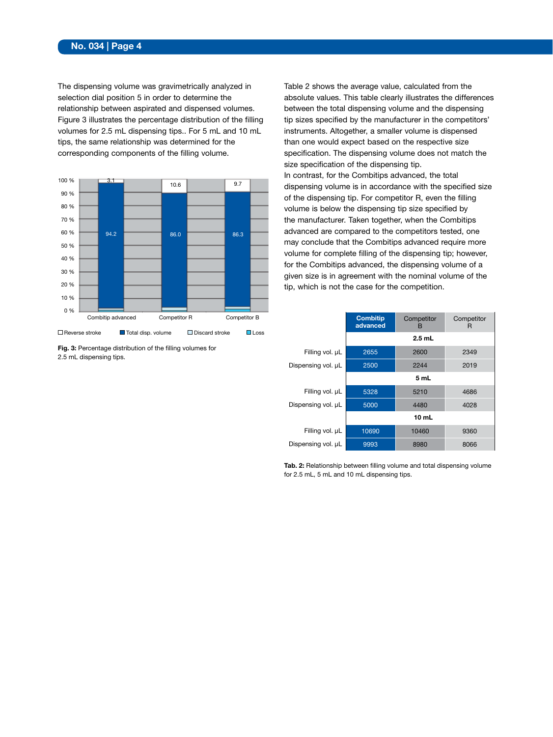The dispensing volume was gravimetrically analyzed in selection dial position 5 in order to determine the relationship between aspirated and dispensed volumes. Figure 3 illustrates the percentage distribution of the filling volumes for 2.5 mL dispensing tips.. For 5 mL and 10 mL tips, the same relationship was determined for the corresponding components of the filling volume.

| | Combitip advanced | Competitor R | Competitor B |
|---|---|---|---|
| Reverse stroke | 3.1 | 10.6 | 9.7 |
| Total disp. volume | 94.2 | 86.0 | 86.3 |

**Fig. 3:** Percentage distribution of the filling volumes for 2.5 mL dispensing tips.

Table 2 shows the average value, calculated from the absolute values. This table clearly illustrates the differences between the total dispensing volume and the dispensing tip sizes specified by the manufacturer in the competitors' instruments. Altogether, a smaller volume is dispensed than one would expect based on the respective size specification. The dispensing volume does not match the size specification of the dispensing tip.

In contrast, for the Combitips advanced, the total dispensing volume is in accordance with the specified size of the dispensing tip. For competitor R, even the filling volume is below the dispensing tip size specified by the manufacturer. Taken together, when the Combitips advanced are compared to the competitors tested, one may conclude that the Combitips advanced require more volume for complete filling of the dispensing tip; however, for the Combitips advanced, the dispensing volume of a given size is in agreement with the nominal volume of the tip, which is not the case for the competition.

| | Combitip advanced | Competitor B | Competitor R |
|---|---|---|---|
| | **2.5 mL** | | |
| Filling vol. µL | 2655 | 2600 | 2349 |
| Dispensing vol. µL | 2500 | 2244 | 2019 |
| | **5 mL** | | |
| Filling vol. µL | 5328 | 5210 | 4686 |
| Dispensing vol. µL | 5000 | 4480 | 4028 |
| | **10 mL** | | |
| Filling vol. µL | 10690 | 10460 | 9360 |
| Dispensing vol. µL | 9993 | 8980 | 8066 |

**Tab. 2:** Relationship between filling volume and total dispensing volume for 2.5 mL, 5 mL and 10 mL dispensing tips.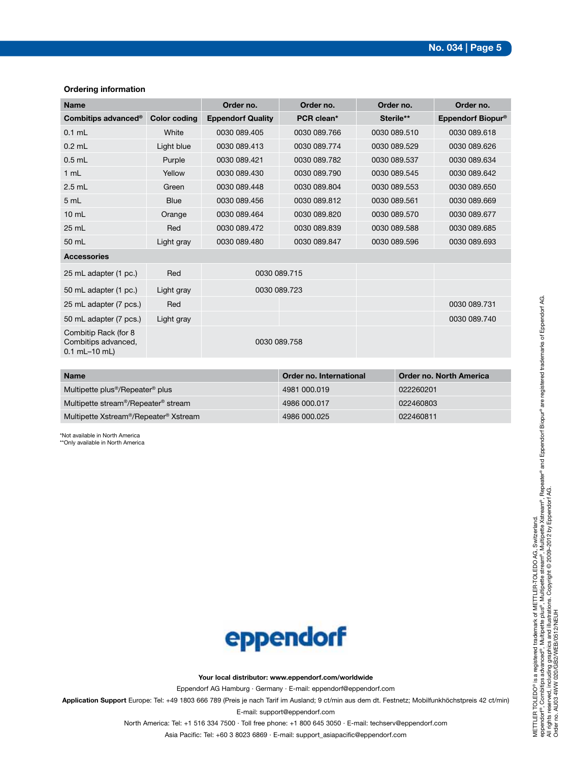**Ordering information**

| Name | | Order no. | Order no. | Order no. | Order no. |
|---|---|---|---|---|---|
| **Combitips advanced®** | **Color coding** | **Eppendorf Quality** | **PCR clean*** | **Sterile**** | **Eppendorf Biopur®** |
| 0.1 mL | White | 0030 089.405 | 0030 089.766 | 0030 089.510 | 0030 089.618 |
| 0.2 mL | Light blue | 0030 089.413 | 0030 089.774 | 0030 089.529 | 0030 089.626 |
| 0.5 mL | Purple | 0030 089.421 | 0030 089.782 | 0030 089.537 | 0030 089.634 |
| 1 mL | Yellow | 0030 089.430 | 0030 089.790 | 0030 089.545 | 0030 089.642 |
| 2.5 mL | Green | 0030 089.448 | 0030 089.804 | 0030 089.553 | 0030 089.650 |
| 5 mL | Blue | 0030 089.456 | 0030 089.812 | 0030 089.561 | 0030 089.669 |
| 10 mL | Orange | 0030 089.464 | 0030 089.820 | 0030 089.570 | 0030 089.677 |
| 25 mL | Red | 0030 089.472 | 0030 089.839 | 0030 089.588 | 0030 089.685 |
| 50 mL | Light gray | 0030 089.480 | 0030 089.847 | 0030 089.596 | 0030 089.693 |
| **Accessories** | | | | | |
| 25 mL adapter (1 pc.) | Red | 0030 089.715 | | | |
| 50 mL adapter (1 pc.) | Light gray | 0030 089.723 | | | |
| 25 mL adapter (7 pcs.) | Red | | | | 0030 089.731 |
| 50 mL adapter (7 pcs.) | Light gray | | | | 0030 089.740 |
| Combitip Rack (for 8 Combitips advanced, 0.1 mL–10 mL) | | 0030 089.758 | | | |

| Name | Order no. International | Order no. North America |
|---|---|---|
| Multipette plus®/Repeater® plus | 4981 000.019 | 022260201 |
| Multipette stream®/Repeater® stream | 4986 000.017 | 022460803 |
| Multipette Xstream®/Repeater® Xstream | 4986 000.025 | 022460811 |

*Not available in North America
**Only available in North America

eppendorf

**Your local distributor: www.eppendorf.com/worldwide**

Eppendorf AG Hamburg · Germany · E-mail: eppendorf@eppendorf.com

**Application Support** Europe: Tel: +49 1803 666 789 (Preis je nach Tarif im Ausland; 9 ct/min aus dem dt. Festnetz; Mobilfunkhöchstpreis 42 ct/min)
E-mail: support@eppendorf.com

North America: Tel: +1 516 334 7500 · Toll free phone: +1 800 645 3050 · E-mail: techserv@eppendorf.com

Asia Pacific: Tel: +60 3 8023 6869 · E-mail: support_asiapacific@eppendorf.com

METTLER TOLEDO® is a registered trademark of METTLER-TOLEDO AG, Switzerland.
eppendorf®, Combitips advanced®, Multipette plus®, Multipette stream®, Multipette Xstream®, Repeater® and Eppendorf Biopur® are registered trademarks of Eppendorf AG.
All rights reserved, including graphics and illustrations. Copyright © 2009–2012 by Eppendorf AG.
Order no. AU03 4WW 020/GB2/WEB/0512/NEUH